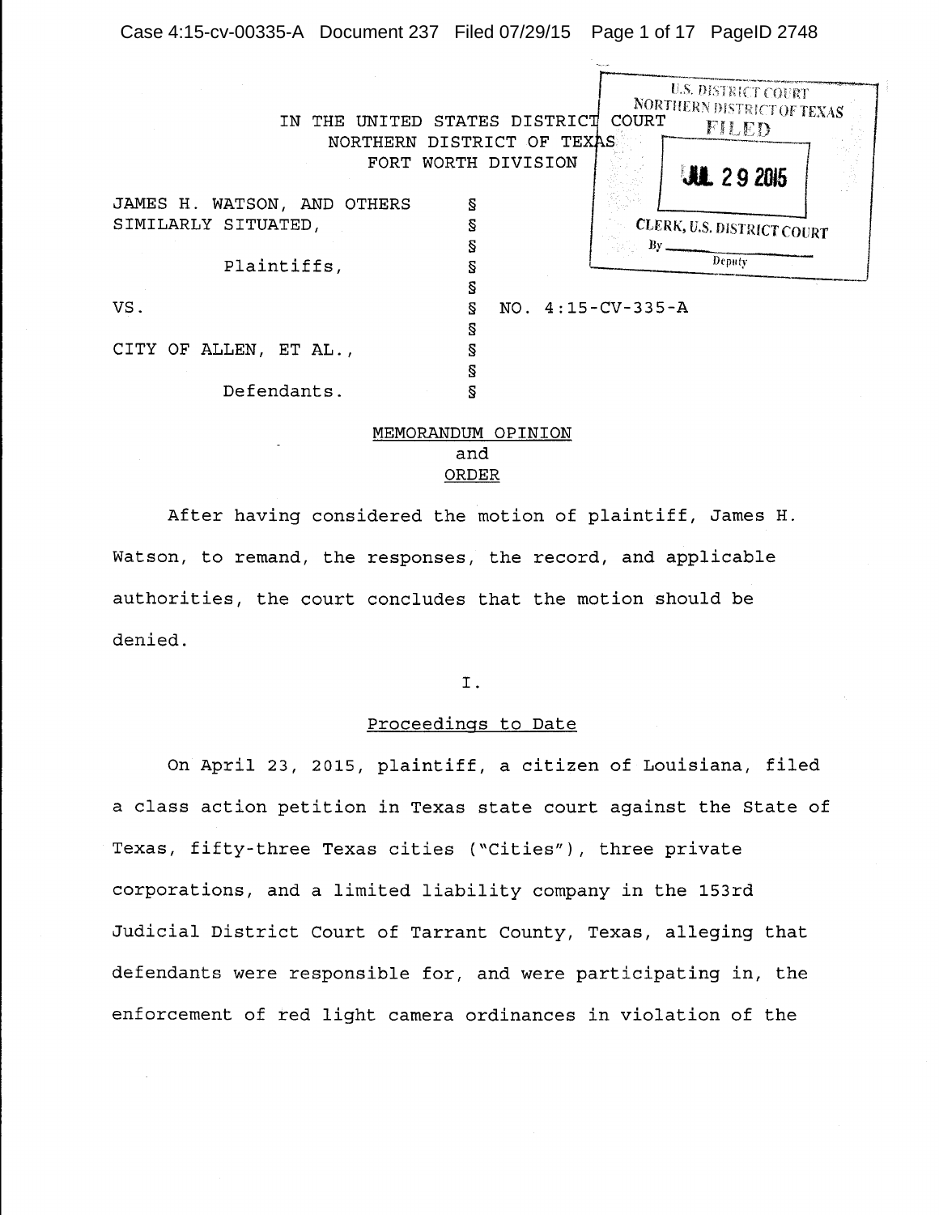IN THE UNITED STATES DISTRICT COURT
NORTHERN DISTRICT OF TEXAS
FORT WORTH DIVISION

U.S. DISTRICT COURT
NORTHERN DISTRICT OF TEXAS
FILED
JUL 29 2015
CLERK, U.S. DISTRICT COURT
By ______ Deputy

| | | |
|---|---|---|
| JAMES H. WATSON, AND OTHERS SIMILARLY SITUATED, | § | |
| | § | |
| Plaintiffs, | § | |
| | § | |
| VS. | § | NO. 4:15-CV-335-A |
| | § | |
| CITY OF ALLEN, ET AL., | § | |
| | § | |
| Defendants. | § | |

MEMORANDUM OPINION
and
ORDER

After having considered the motion of plaintiff, James H. Watson, to remand, the responses, the record, and applicable authorities, the court concludes that the motion should be denied.

I.

Proceedings to Date

On April 23, 2015, plaintiff, a citizen of Louisiana, filed a class action petition in Texas state court against the State of Texas, fifty-three Texas cities ("Cities"), three private corporations, and a limited liability company in the 153rd Judicial District Court of Tarrant County, Texas, alleging that defendants were responsible for, and were participating in, the enforcement of red light camera ordinances in violation of the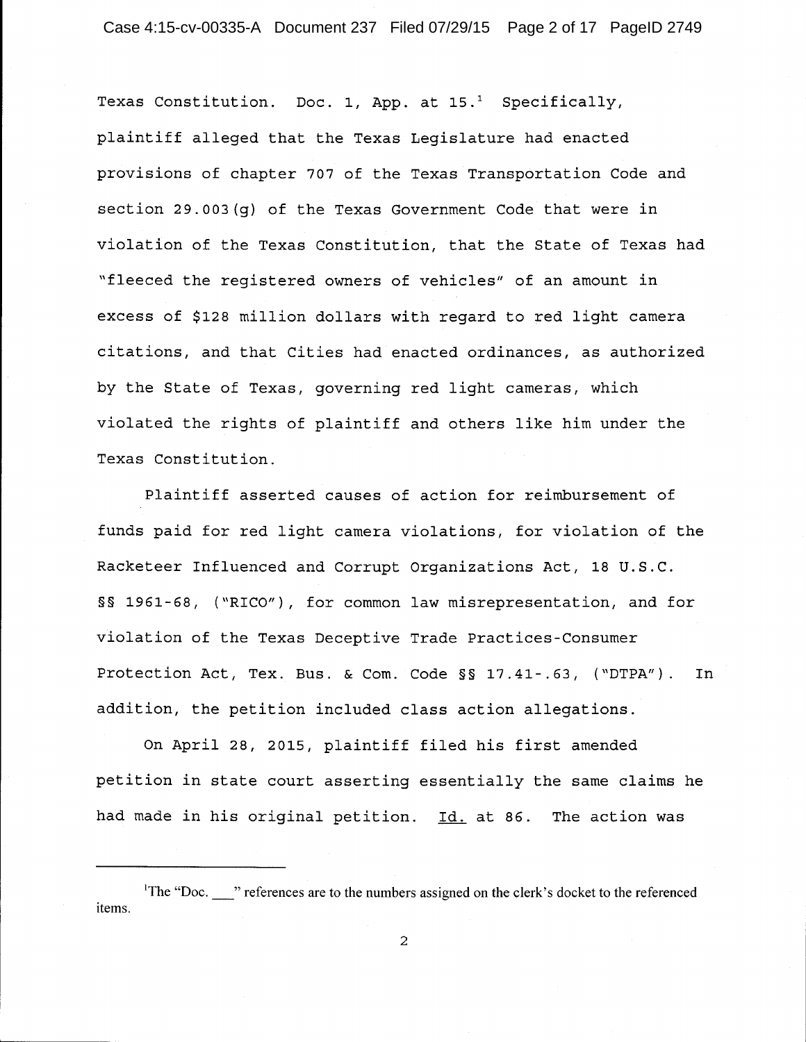Texas Constitution. Doc. 1, App. at 15.[1] Specifically, plaintiff alleged that the Texas Legislature had enacted provisions of chapter 707 of the Texas Transportation Code and section 29.003(g) of the Texas Government Code that were in violation of the Texas Constitution, that the State of Texas had "fleeced the registered owners of vehicles" of an amount in excess of $128 million dollars with regard to red light camera citations, and that Cities had enacted ordinances, as authorized by the State of Texas, governing red light cameras, which violated the rights of plaintiff and others like him under the Texas Constitution.

Plaintiff asserted causes of action for reimbursement of funds paid for red light camera violations, for violation of the Racketeer Influenced and Corrupt Organizations Act, 18 U.S.C. §§ 1961-68, ("RICO"), for common law misrepresentation, and for violation of the Texas Deceptive Trade Practices-Consumer Protection Act, Tex. Bus. & Com. Code §§ 17.41-.63, ("DTPA"). In addition, the petition included class action allegations.

On April 28, 2015, plaintiff filed his first amended petition in state court asserting essentially the same claims he had made in his original petition. Id. at 86. The action was

---

[1] The "Doc. ___" references are to the numbers assigned on the clerk's docket to the referenced items.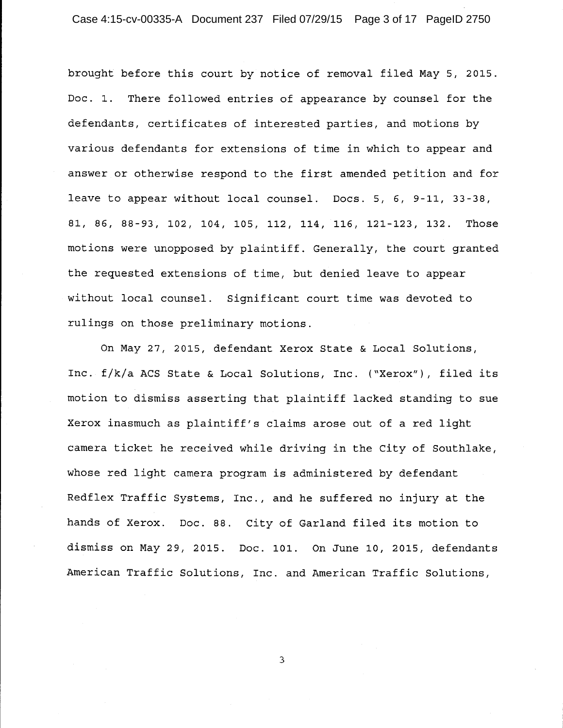brought before this court by notice of removal filed May 5, 2015. Doc. 1. There followed entries of appearance by counsel for the defendants, certificates of interested parties, and motions by various defendants for extensions of time in which to appear and answer or otherwise respond to the first amended petition and for leave to appear without local counsel. Docs. 5, 6, 9-11, 33-38, 81, 86, 88-93, 102, 104, 105, 112, 114, 116, 121-123, 132. Those motions were unopposed by plaintiff. Generally, the court granted the requested extensions of time, but denied leave to appear without local counsel. Significant court time was devoted to rulings on those preliminary motions.

On May 27, 2015, defendant Xerox State & Local Solutions, Inc. f/k/a ACS State & Local Solutions, Inc. ("Xerox"), filed its motion to dismiss asserting that plaintiff lacked standing to sue Xerox inasmuch as plaintiff's claims arose out of a red light camera ticket he received while driving in the City of Southlake, whose red light camera program is administered by defendant Redflex Traffic Systems, Inc., and he suffered no injury at the hands of Xerox. Doc. 88. City of Garland filed its motion to dismiss on May 29, 2015. Doc. 101. On June 10, 2015, defendants American Traffic Solutions, Inc. and American Traffic Solutions,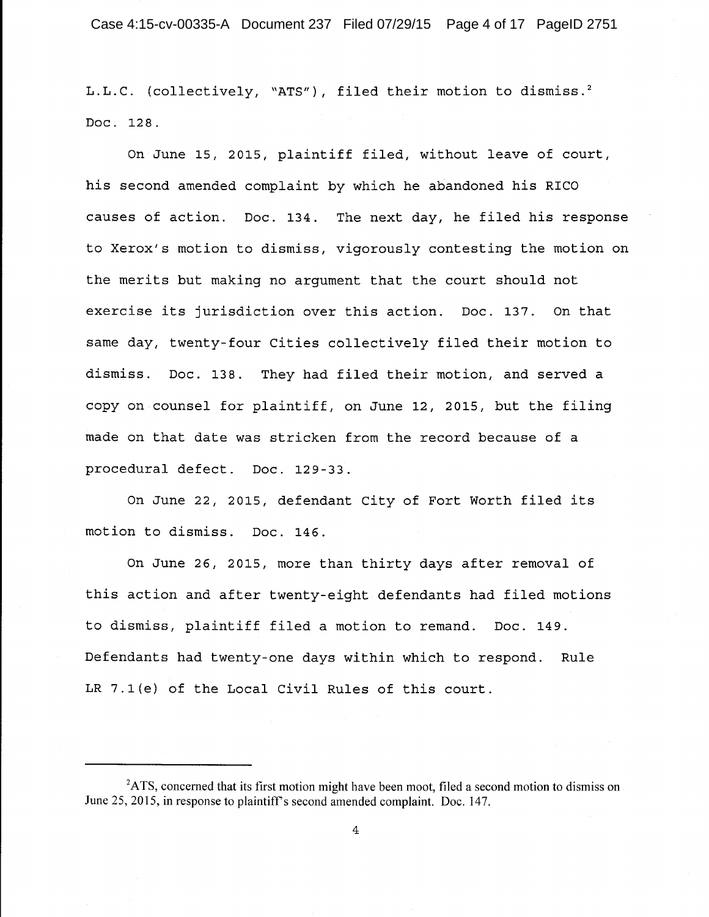L.L.C. (collectively, "ATS"), filed their motion to dismiss.[2] Doc. 128.

On June 15, 2015, plaintiff filed, without leave of court, his second amended complaint by which he abandoned his RICO causes of action. Doc. 134. The next day, he filed his response to Xerox's motion to dismiss, vigorously contesting the motion on the merits but making no argument that the court should not exercise its jurisdiction over this action. Doc. 137. On that same day, twenty-four Cities collectively filed their motion to dismiss. Doc. 138. They had filed their motion, and served a copy on counsel for plaintiff, on June 12, 2015, but the filing made on that date was stricken from the record because of a procedural defect. Doc. 129-33.

On June 22, 2015, defendant City of Fort Worth filed its motion to dismiss. Doc. 146.

On June 26, 2015, more than thirty days after removal of this action and after twenty-eight defendants had filed motions to dismiss, plaintiff filed a motion to remand. Doc. 149. Defendants had twenty-one days within which to respond. Rule LR 7.1(e) of the Local Civil Rules of this court.

---

[2] ATS, concerned that its first motion might have been moot, filed a second motion to dismiss on June 25, 2015, in response to plaintiff's second amended complaint. Doc. 147.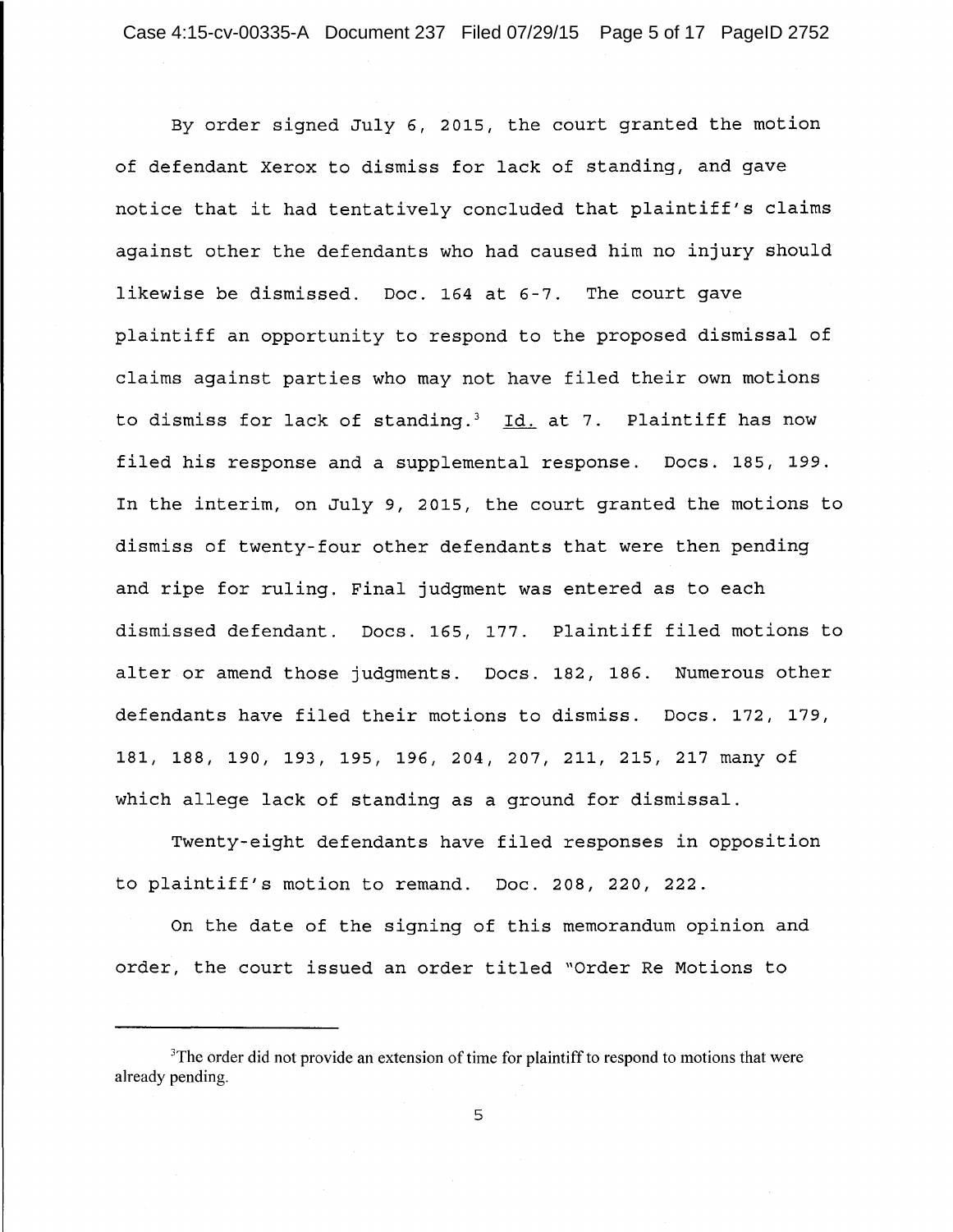By order signed July 6, 2015, the court granted the motion of defendant Xerox to dismiss for lack of standing, and gave notice that it had tentatively concluded that plaintiff's claims against other the defendants who had caused him no injury should likewise be dismissed. Doc. 164 at 6-7. The court gave plaintiff an opportunity to respond to the proposed dismissal of claims against parties who may not have filed their own motions to dismiss for lack of standing.[3] Id. at 7. Plaintiff has now filed his response and a supplemental response. Docs. 185, 199. In the interim, on July 9, 2015, the court granted the motions to dismiss of twenty-four other defendants that were then pending and ripe for ruling. Final judgment was entered as to each dismissed defendant. Docs. 165, 177. Plaintiff filed motions to alter or amend those judgments. Docs. 182, 186. Numerous other defendants have filed their motions to dismiss. Docs. 172, 179, 181, 188, 190, 193, 195, 196, 204, 207, 211, 215, 217 many of which allege lack of standing as a ground for dismissal.

Twenty-eight defendants have filed responses in opposition to plaintiff's motion to remand. Doc. 208, 220, 222.

On the date of the signing of this memorandum opinion and order, the court issued an order titled "Order Re Motions to

[3] The order did not provide an extension of time for plaintiff to respond to motions that were already pending.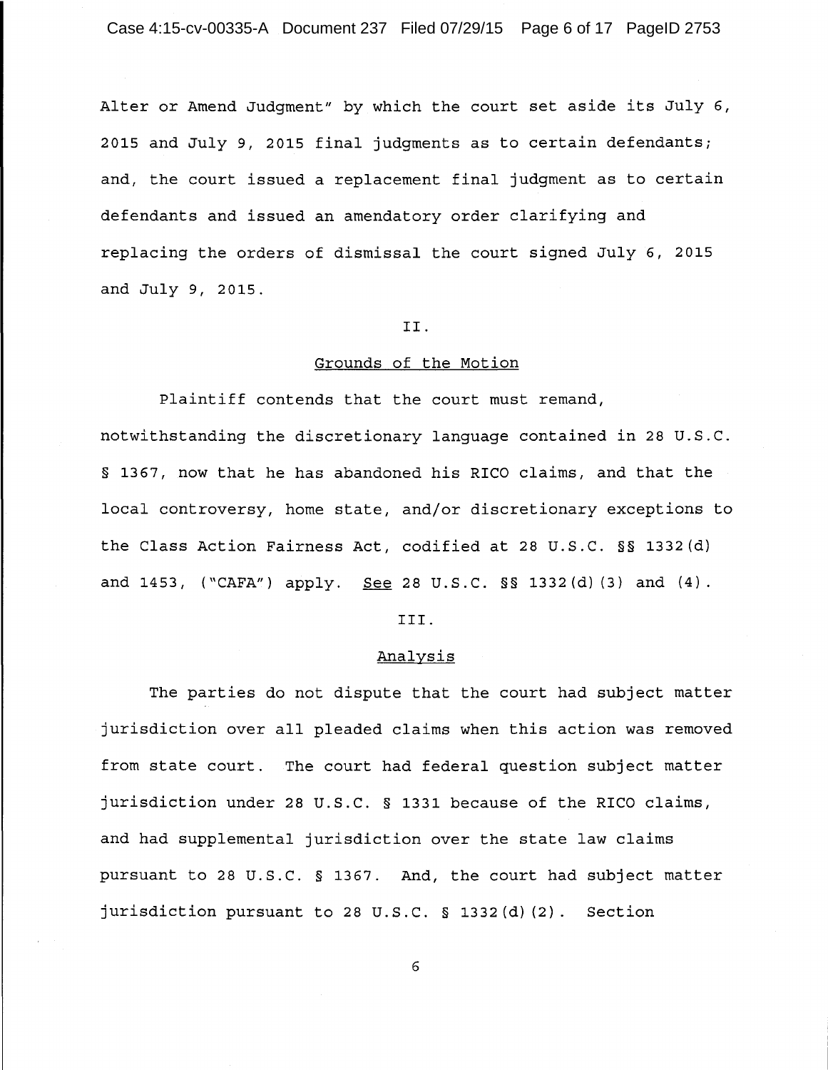Alter or Amend Judgment" by which the court set aside its July 6, 2015 and July 9, 2015 final judgments as to certain defendants; and, the court issued a replacement final judgment as to certain defendants and issued an amendatory order clarifying and replacing the orders of dismissal the court signed July 6, 2015 and July 9, 2015.

## II.

## Grounds of the Motion

Plaintiff contends that the court must remand, notwithstanding the discretionary language contained in 28 U.S.C. § 1367, now that he has abandoned his RICO claims, and that the local controversy, home state, and/or discretionary exceptions to the Class Action Fairness Act, codified at 28 U.S.C. §§ 1332(d) and 1453, ("CAFA") apply. See 28 U.S.C. §§ 1332(d)(3) and (4).

## III.

## Analysis

The parties do not dispute that the court had subject matter jurisdiction over all pleaded claims when this action was removed from state court. The court had federal question subject matter jurisdiction under 28 U.S.C. § 1331 because of the RICO claims, and had supplemental jurisdiction over the state law claims pursuant to 28 U.S.C. § 1367. And, the court had subject matter jurisdiction pursuant to 28 U.S.C. § 1332(d)(2). Section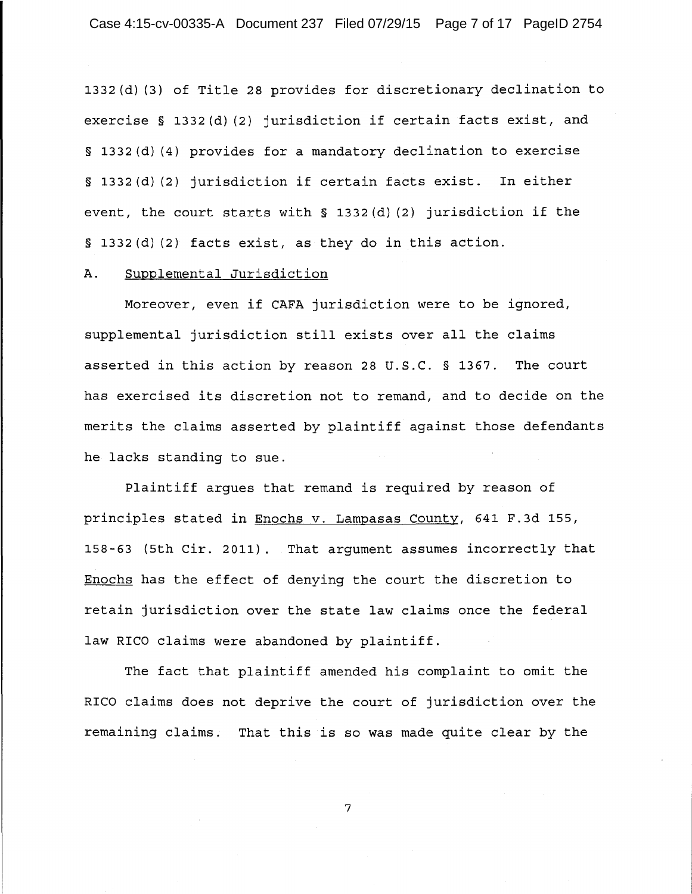1332(d)(3) of Title 28 provides for discretionary declination to exercise § 1332(d)(2) jurisdiction if certain facts exist, and § 1332(d)(4) provides for a mandatory declination to exercise § 1332(d)(2) jurisdiction if certain facts exist. In either event, the court starts with § 1332(d)(2) jurisdiction if the § 1332(d)(2) facts exist, as they do in this action.

A. Supplemental Jurisdiction

Moreover, even if CAFA jurisdiction were to be ignored, supplemental jurisdiction still exists over all the claims asserted in this action by reason 28 U.S.C. § 1367. The court has exercised its discretion not to remand, and to decide on the merits the claims asserted by plaintiff against those defendants he lacks standing to sue.

Plaintiff argues that remand is required by reason of principles stated in Enochs v. Lampasas County, 641 F.3d 155, 158-63 (5th Cir. 2011). That argument assumes incorrectly that Enochs has the effect of denying the court the discretion to retain jurisdiction over the state law claims once the federal law RICO claims were abandoned by plaintiff.

The fact that plaintiff amended his complaint to omit the RICO claims does not deprive the court of jurisdiction over the remaining claims. That this is so was made quite clear by the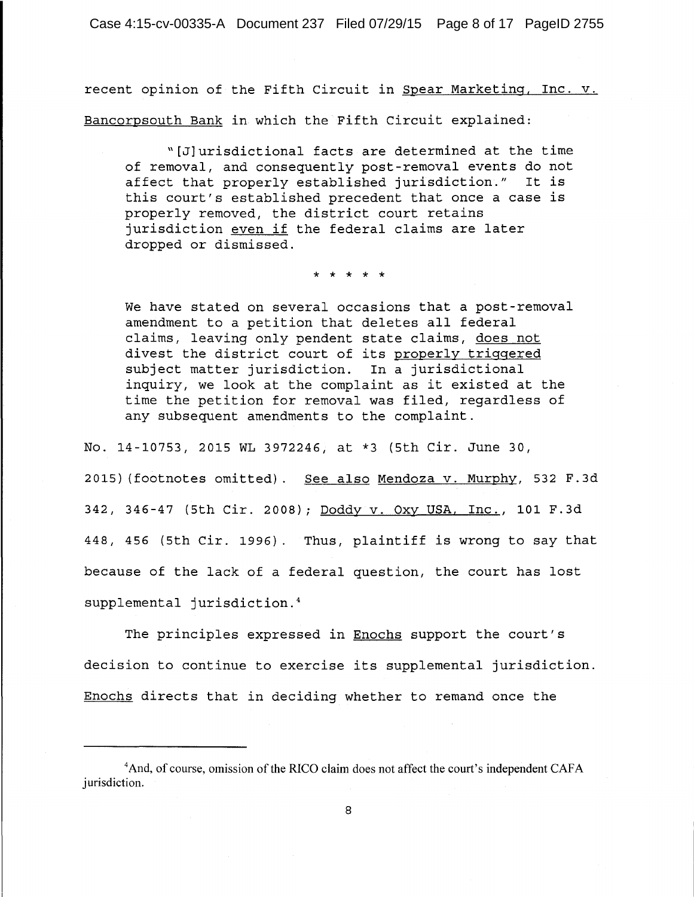recent opinion of the Fifth Circuit in Spear Marketing, Inc. v. Bancorpsouth Bank in which the Fifth Circuit explained:

> "[J]urisdictional facts are determined at the time of removal, and consequently post-removal events do not affect that properly established jurisdiction." It is this court's established precedent that once a case is properly removed, the district court retains jurisdiction *even if* the federal claims are later dropped or dismissed.
>
> \* \* \* \* \*
>
> We have stated on several occasions that a post-removal amendment to a petition that deletes all federal claims, leaving only pendent state claims, *does not* divest the district court of its *properly triggered* subject matter jurisdiction. In a jurisdictional inquiry, we look at the complaint as it existed at the time the petition for removal was filed, regardless of any subsequent amendments to the complaint.

No. 14-10753, 2015 WL 3972246, at *3 (5th Cir. June 30, 2015)(footnotes omitted). See also Mendoza v. Murphy, 532 F.3d 342, 346-47 (5th Cir. 2008); Doddy v. Oxy USA, Inc., 101 F.3d 448, 456 (5th Cir. 1996). Thus, plaintiff is wrong to say that because of the lack of a federal question, the court has lost supplemental jurisdiction.[4]

The principles expressed in Enochs support the court's decision to continue to exercise its supplemental jurisdiction. Enochs directs that in deciding whether to remand once the

---

[4]And, of course, omission of the RICO claim does not affect the court's independent CAFA jurisdiction.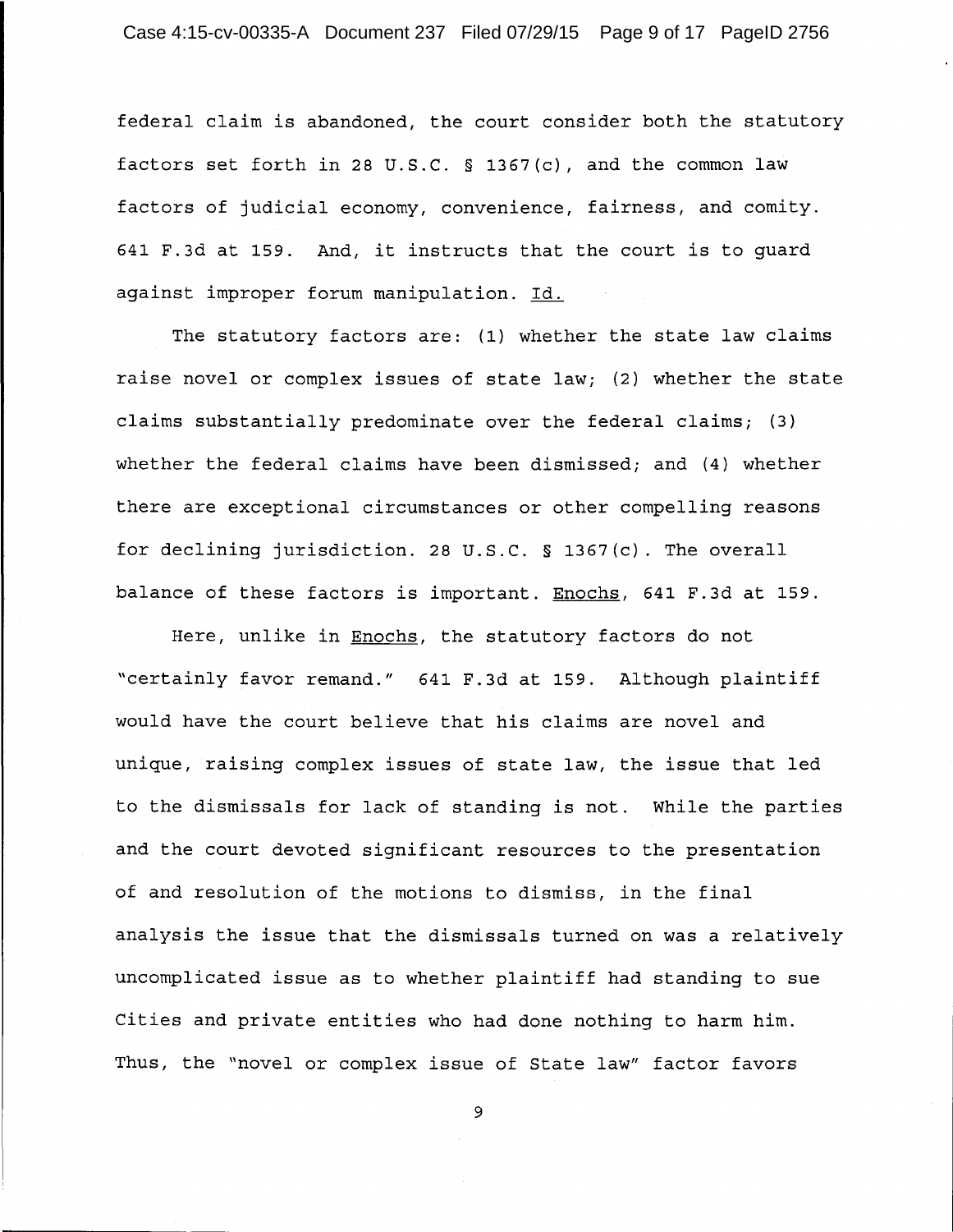federal claim is abandoned, the court consider both the statutory factors set forth in 28 U.S.C. § 1367(c), and the common law factors of judicial economy, convenience, fairness, and comity. 641 F.3d at 159. And, it instructs that the court is to guard against improper forum manipulation. Id.

The statutory factors are: (1) whether the state law claims raise novel or complex issues of state law; (2) whether the state claims substantially predominate over the federal claims; (3) whether the federal claims have been dismissed; and (4) whether there are exceptional circumstances or other compelling reasons for declining jurisdiction. 28 U.S.C. § 1367(c). The overall balance of these factors is important. Enochs, 641 F.3d at 159.

Here, unlike in Enochs, the statutory factors do not "certainly favor remand." 641 F.3d at 159. Although plaintiff would have the court believe that his claims are novel and unique, raising complex issues of state law, the issue that led to the dismissals for lack of standing is not. While the parties and the court devoted significant resources to the presentation of and resolution of the motions to dismiss, in the final analysis the issue that the dismissals turned on was a relatively uncomplicated issue as to whether plaintiff had standing to sue Cities and private entities who had done nothing to harm him. Thus, the "novel or complex issue of State law" factor favors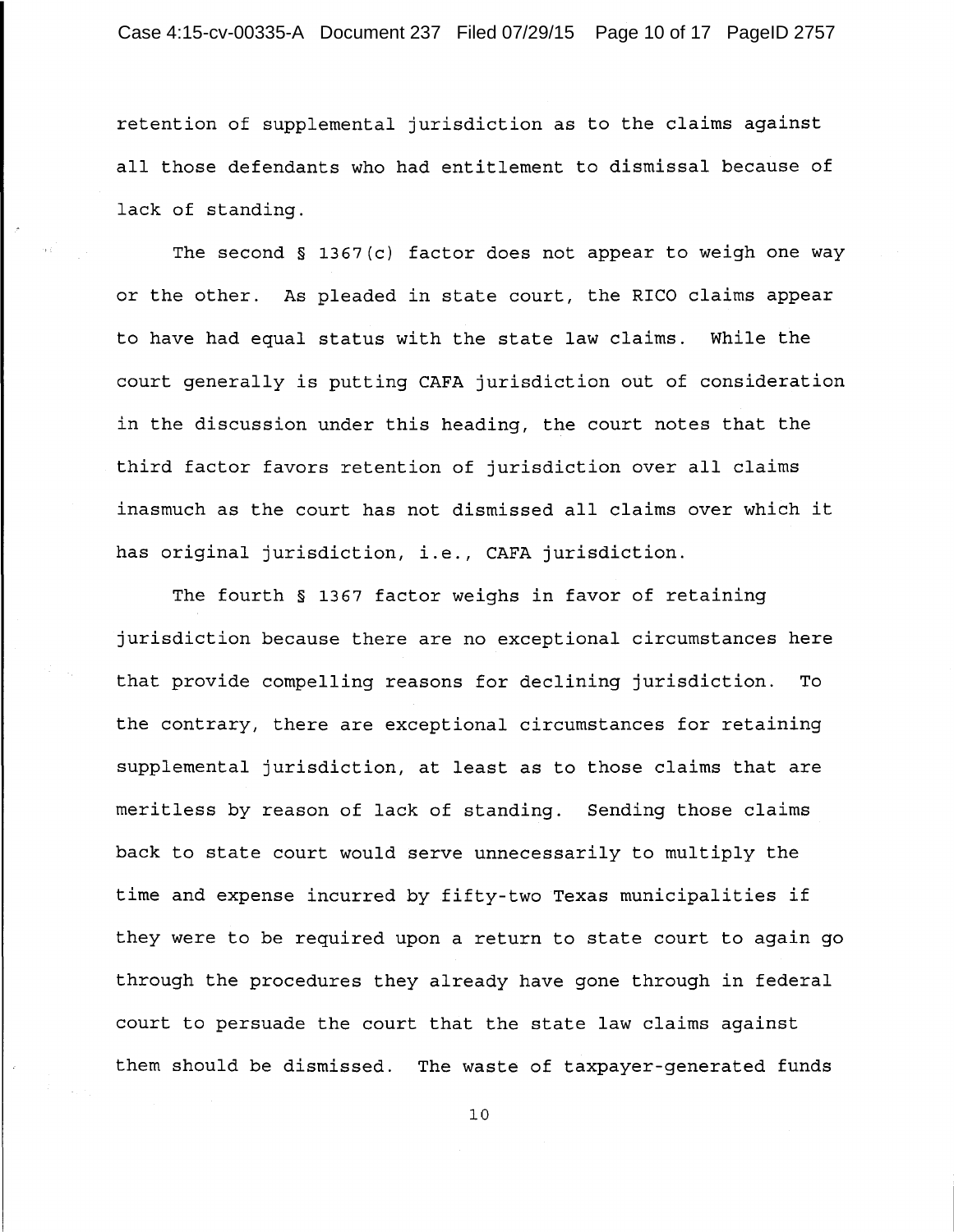retention of supplemental jurisdiction as to the claims against all those defendants who had entitlement to dismissal because of lack of standing.

The second § 1367(c) factor does not appear to weigh one way or the other. As pleaded in state court, the RICO claims appear to have had equal status with the state law claims. While the court generally is putting CAFA jurisdiction out of consideration in the discussion under this heading, the court notes that the third factor favors retention of jurisdiction over all claims inasmuch as the court has not dismissed all claims over which it has original jurisdiction, i.e., CAFA jurisdiction.

The fourth § 1367 factor weighs in favor of retaining jurisdiction because there are no exceptional circumstances here that provide compelling reasons for declining jurisdiction. To the contrary, there are exceptional circumstances for retaining supplemental jurisdiction, at least as to those claims that are meritless by reason of lack of standing. Sending those claims back to state court would serve unnecessarily to multiply the time and expense incurred by fifty-two Texas municipalities if they were to be required upon a return to state court to again go through the procedures they already have gone through in federal court to persuade the court that the state law claims against them should be dismissed. The waste of taxpayer-generated funds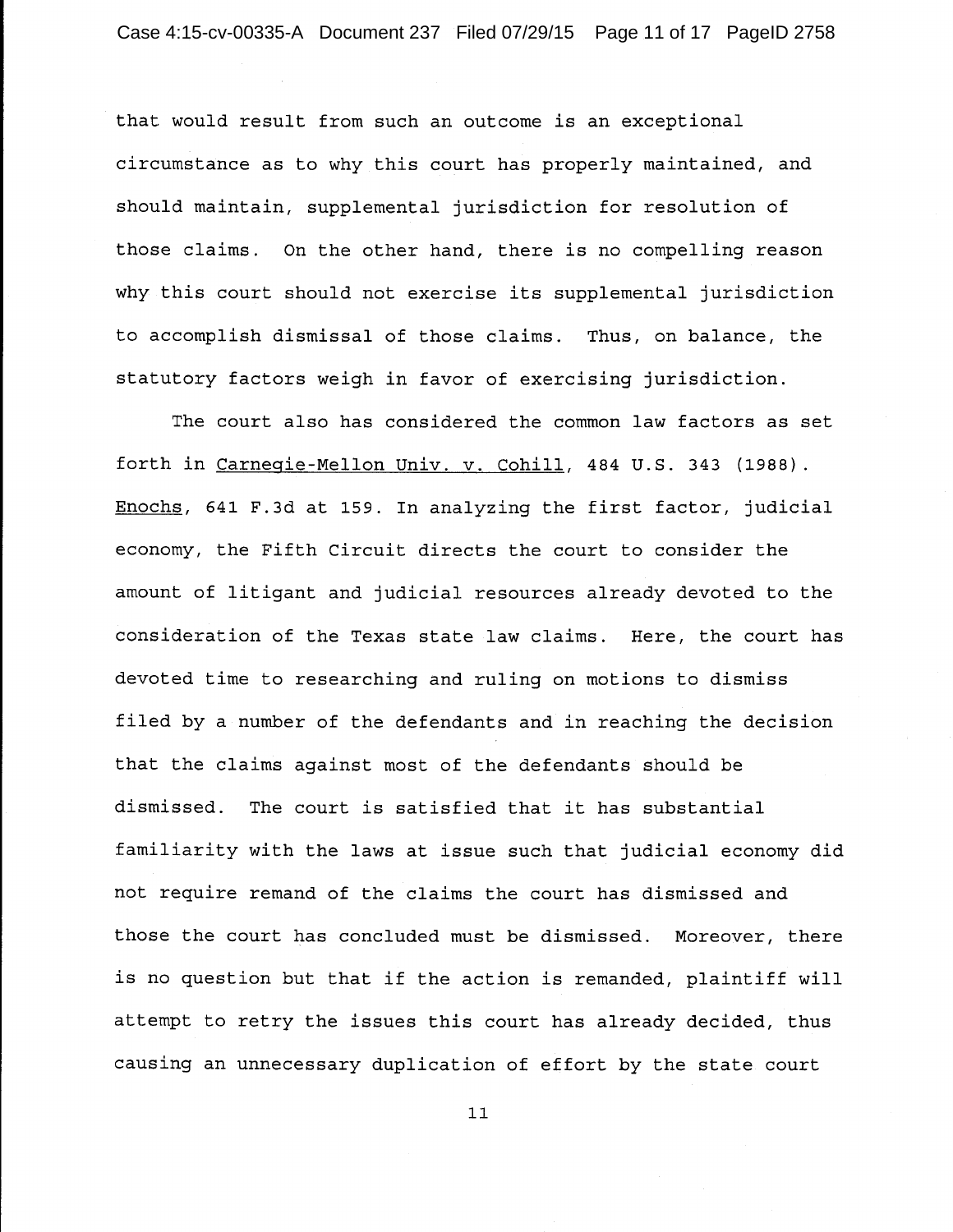that would result from such an outcome is an exceptional circumstance as to why this court has properly maintained, and should maintain, supplemental jurisdiction for resolution of those claims. On the other hand, there is no compelling reason why this court should not exercise its supplemental jurisdiction to accomplish dismissal of those claims. Thus, on balance, the statutory factors weigh in favor of exercising jurisdiction.

The court also has considered the common law factors as set forth in Carnegie-Mellon Univ. v. Cohill, 484 U.S. 343 (1988). Enochs, 641 F.3d at 159. In analyzing the first factor, judicial economy, the Fifth Circuit directs the court to consider the amount of litigant and judicial resources already devoted to the consideration of the Texas state law claims. Here, the court has devoted time to researching and ruling on motions to dismiss filed by a number of the defendants and in reaching the decision that the claims against most of the defendants should be dismissed. The court is satisfied that it has substantial familiarity with the laws at issue such that judicial economy did not require remand of the claims the court has dismissed and those the court has concluded must be dismissed. Moreover, there is no question but that if the action is remanded, plaintiff will attempt to retry the issues this court has already decided, thus causing an unnecessary duplication of effort by the state court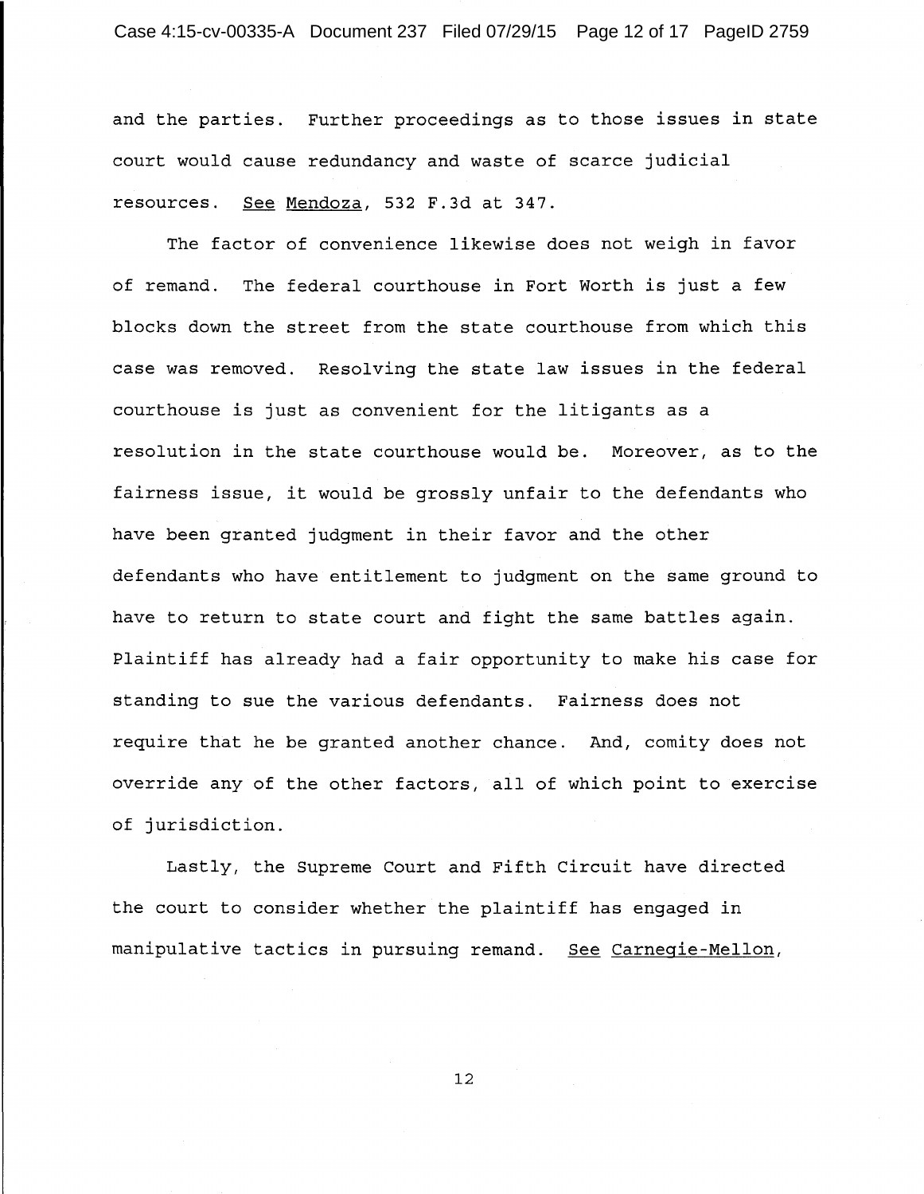and the parties. Further proceedings as to those issues in state court would cause redundancy and waste of scarce judicial resources. See Mendoza, 532 F.3d at 347.

The factor of convenience likewise does not weigh in favor of remand. The federal courthouse in Fort Worth is just a few blocks down the street from the state courthouse from which this case was removed. Resolving the state law issues in the federal courthouse is just as convenient for the litigants as a resolution in the state courthouse would be. Moreover, as to the fairness issue, it would be grossly unfair to the defendants who have been granted judgment in their favor and the other defendants who have entitlement to judgment on the same ground to have to return to state court and fight the same battles again. Plaintiff has already had a fair opportunity to make his case for standing to sue the various defendants. Fairness does not require that he be granted another chance. And, comity does not override any of the other factors, all of which point to exercise of jurisdiction.

Lastly, the Supreme Court and Fifth Circuit have directed the court to consider whether the plaintiff has engaged in manipulative tactics in pursuing remand. See Carnegie-Mellon,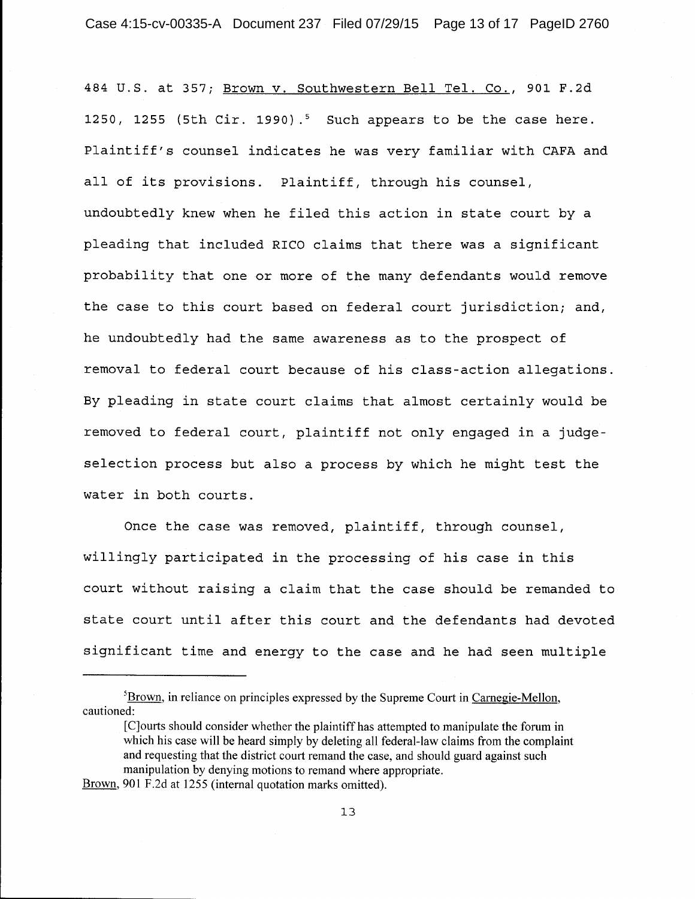484 U.S. at 357; Brown v. Southwestern Bell Tel. Co., 901 F.2d 1250, 1255 (5th Cir. 1990).[5] Such appears to be the case here. Plaintiff's counsel indicates he was very familiar with CAFA and all of its provisions. Plaintiff, through his counsel, undoubtedly knew when he filed this action in state court by a pleading that included RICO claims that there was a significant probability that one or more of the many defendants would remove the case to this court based on federal court jurisdiction; and, he undoubtedly had the same awareness as to the prospect of removal to federal court because of his class-action allegations. By pleading in state court claims that almost certainly would be removed to federal court, plaintiff not only engaged in a judge-selection process but also a process by which he might test the water in both courts.

Once the case was removed, plaintiff, through counsel, willingly participated in the processing of his case in this court without raising a claim that the case should be remanded to state court until after this court and the defendants had devoted significant time and energy to the case and he had seen multiple

---

[5] Brown, in reliance on principles expressed by the Supreme Court in Carnegie-Mellon, cautioned:

> [C]ourts should consider whether the plaintiff has attempted to manipulate the forum in which his case will be heard simply by deleting all federal-law claims from the complaint and requesting that the district court remand the case, and should guard against such manipulation by denying motions to remand where appropriate.

Brown, 901 F.2d at 1255 (internal quotation marks omitted).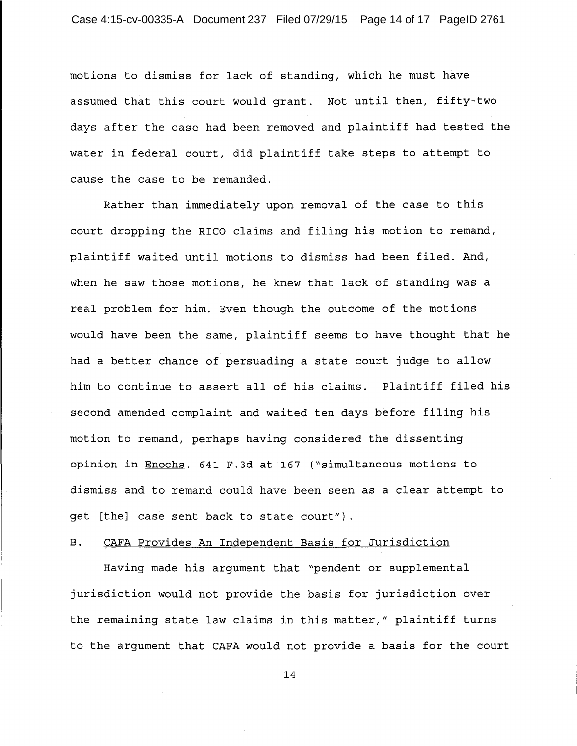motions to dismiss for lack of standing, which he must have assumed that this court would grant. Not until then, fifty-two days after the case had been removed and plaintiff had tested the water in federal court, did plaintiff take steps to attempt to cause the case to be remanded.

Rather than immediately upon removal of the case to this court dropping the RICO claims and filing his motion to remand, plaintiff waited until motions to dismiss had been filed. And, when he saw those motions, he knew that lack of standing was a real problem for him. Even though the outcome of the motions would have been the same, plaintiff seems to have thought that he had a better chance of persuading a state court judge to allow him to continue to assert all of his claims. Plaintiff filed his second amended complaint and waited ten days before filing his motion to remand, perhaps having considered the dissenting opinion in Enochs. 641 F.3d at 167 ("simultaneous motions to dismiss and to remand could have been seen as a clear attempt to get [the] case sent back to state court").

B. CAFA Provides An Independent Basis for Jurisdiction

Having made his argument that "pendent or supplemental jurisdiction would not provide the basis for jurisdiction over the remaining state law claims in this matter," plaintiff turns to the argument that CAFA would not provide a basis for the court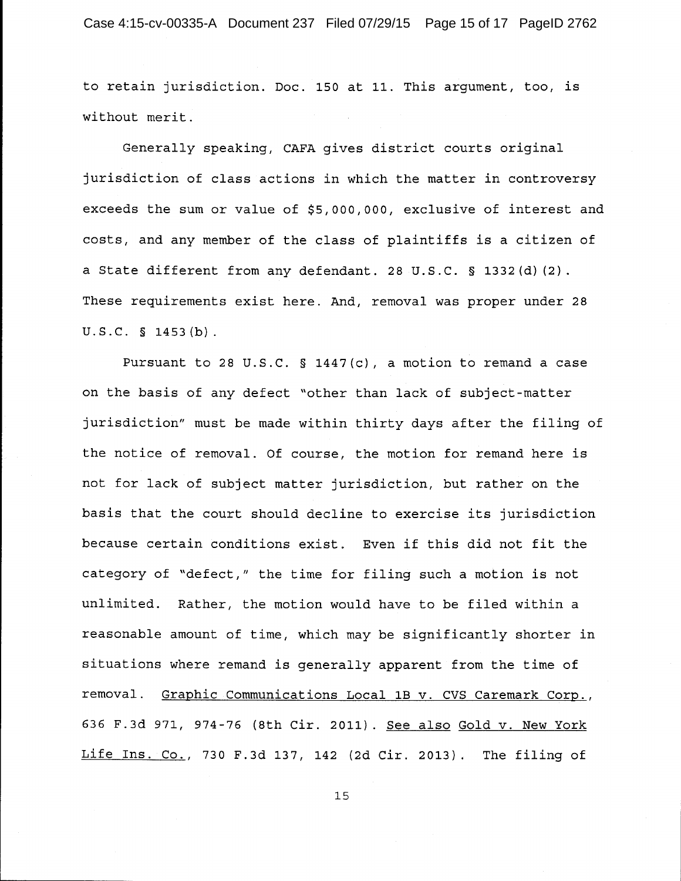to retain jurisdiction. Doc. 150 at 11. This argument, too, is without merit.

Generally speaking, CAFA gives district courts original jurisdiction of class actions in which the matter in controversy exceeds the sum or value of $5,000,000, exclusive of interest and costs, and any member of the class of plaintiffs is a citizen of a State different from any defendant. 28 U.S.C. § 1332(d)(2). These requirements exist here. And, removal was proper under 28 U.S.C. § 1453(b).

Pursuant to 28 U.S.C. § 1447(c), a motion to remand a case on the basis of any defect "other than lack of subject-matter jurisdiction" must be made within thirty days after the filing of the notice of removal. Of course, the motion for remand here is not for lack of subject matter jurisdiction, but rather on the basis that the court should decline to exercise its jurisdiction because certain conditions exist. Even if this did not fit the category of "defect," the time for filing such a motion is not unlimited. Rather, the motion would have to be filed within a reasonable amount of time, which may be significantly shorter in situations where remand is generally apparent from the time of removal. Graphic Communications Local 1B v. CVS Caremark Corp., 636 F.3d 971, 974-76 (8th Cir. 2011). See also Gold v. New York Life Ins. Co., 730 F.3d 137, 142 (2d Cir. 2013). The filing of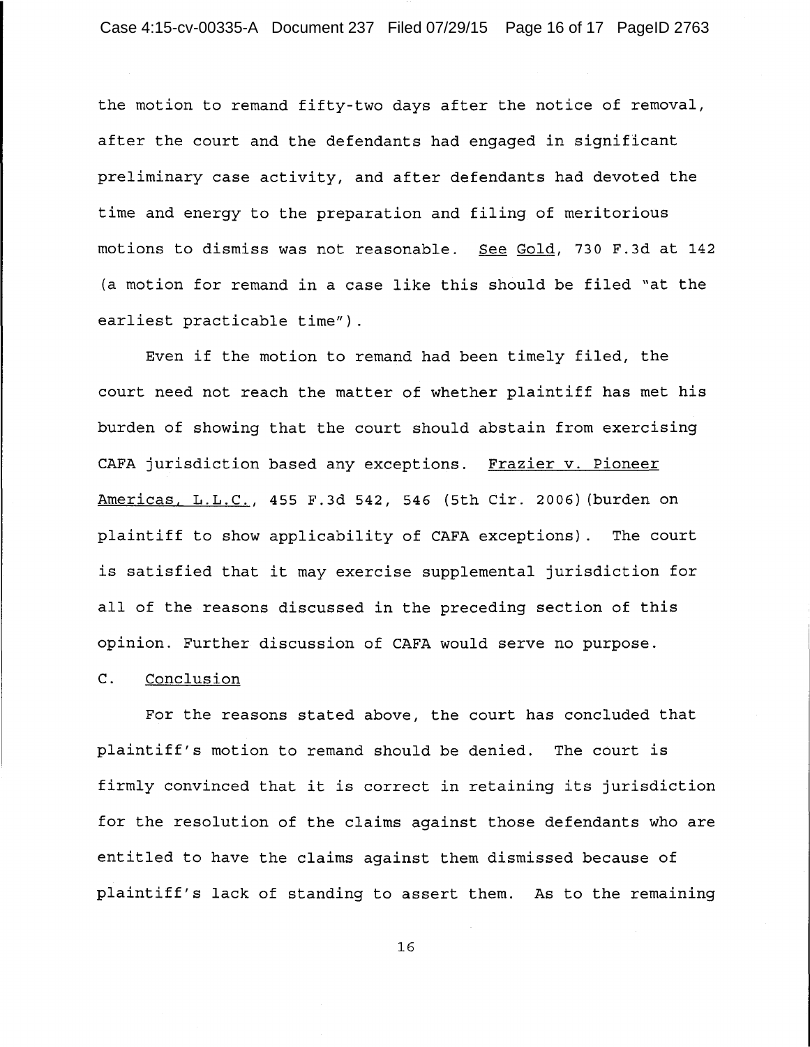the motion to remand fifty-two days after the notice of removal, after the court and the defendants had engaged in significant preliminary case activity, and after defendants had devoted the time and energy to the preparation and filing of meritorious motions to dismiss was not reasonable. See Gold, 730 F.3d at 142 (a motion for remand in a case like this should be filed "at the earliest practicable time").

Even if the motion to remand had been timely filed, the court need not reach the matter of whether plaintiff has met his burden of showing that the court should abstain from exercising CAFA jurisdiction based any exceptions. Frazier v. Pioneer Americas, L.L.C., 455 F.3d 542, 546 (5th Cir. 2006)(burden on plaintiff to show applicability of CAFA exceptions). The court is satisfied that it may exercise supplemental jurisdiction for all of the reasons discussed in the preceding section of this opinion. Further discussion of CAFA would serve no purpose.

C. Conclusion

For the reasons stated above, the court has concluded that plaintiff's motion to remand should be denied. The court is firmly convinced that it is correct in retaining its jurisdiction for the resolution of the claims against those defendants who are entitled to have the claims against them dismissed because of plaintiff's lack of standing to assert them. As to the remaining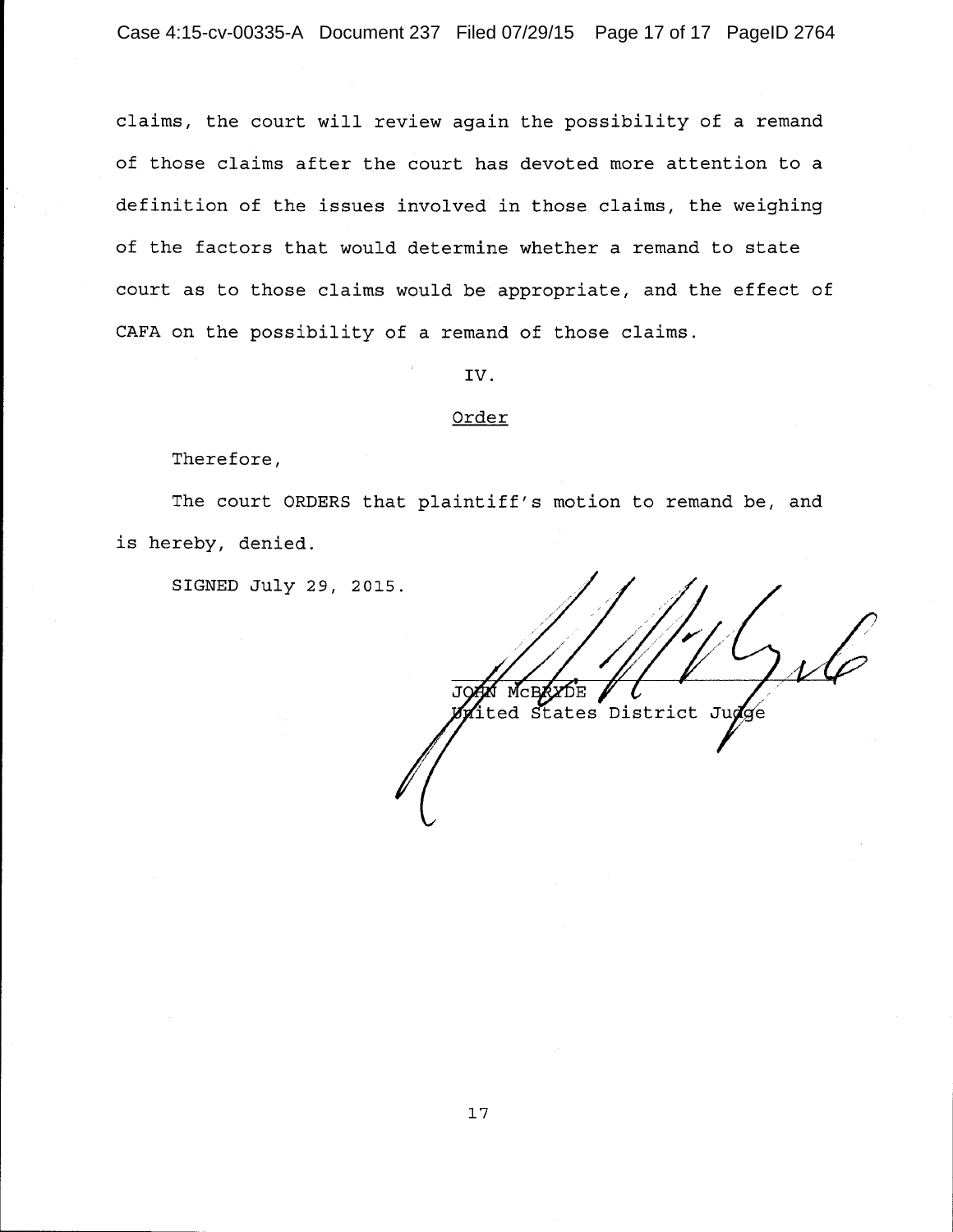claims, the court will review again the possibility of a remand of those claims after the court has devoted more attention to a definition of the issues involved in those claims, the weighing of the factors that would determine whether a remand to state court as to those claims would be appropriate, and the effect of CAFA on the possibility of a remand of those claims.

IV.

Order

Therefore,

The court ORDERS that plaintiff's motion to remand be, and is hereby, denied.

SIGNED July 29, 2015.

JOHN McBRYDE
United States District Judge